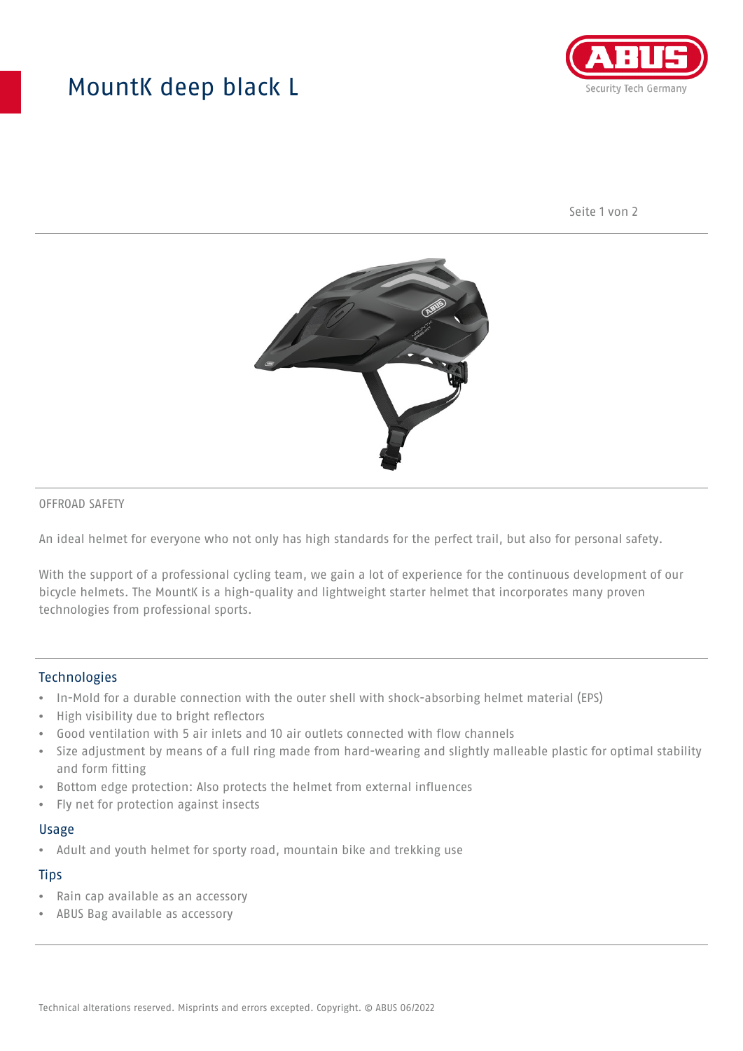# MountK deep black L

OFFROAD SAFETY

An ideal helmet for everyone who not only has high standards for the perfect trail, but also for personal safety.

With the support of a professional cycling team, we gain a lot of experience for the continuous development of our bicycle helmets. The MountK is a high-quality and lightweight starter helmet that incorporates many proven technologies from professional sports.

## Technologies

- In-Mold for a durable connection with the outer shell with shock-absorbing helmet material (EPS)
- High visibility due to bright reflectors
- Good ventilation with 5 air inlets and 10 air outlets connected with flow channels
- Size adjustment by means of a full ring made from hard-wearing and slightly malleable plastic for optimal stability and form fitting
- Bottom edge protection: Also protects the helmet from external influences
- Fly net for protection against insects

## Usage

- Adult and youth helmet for sporty road, mountain bike and trekking use

## Tips

- Rain cap available as an accessory
- ABUS Bag available as accessory

Technical alterations reserved. Misprints and errors excepted. Copyright. © ABUS 06/2022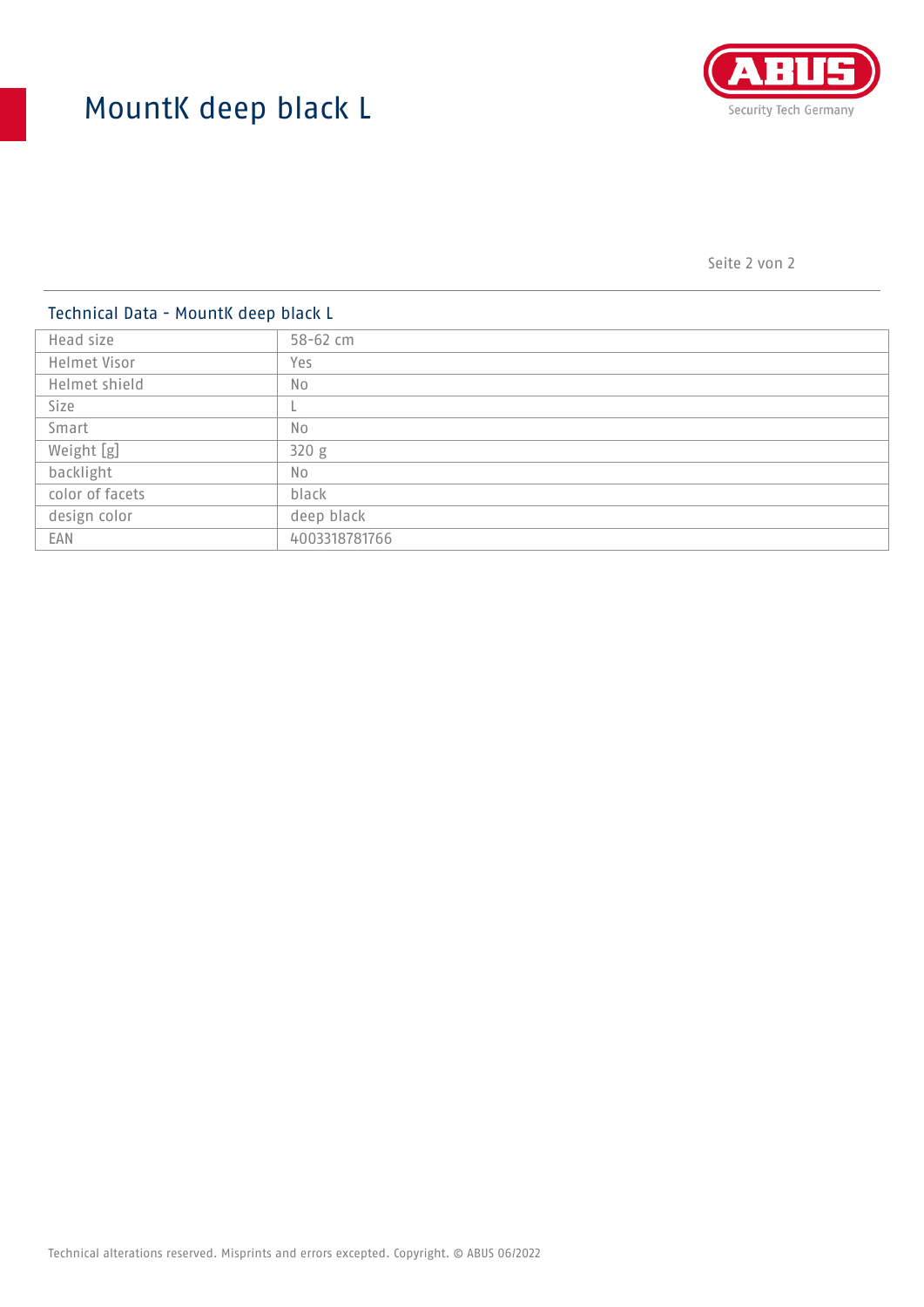# MountK deep black L

## Technical Data - MountK deep black L

| | |
|---|---|
| Head size | 58-62 cm |
| Helmet Visor | Yes |
| Helmet shield | No |
| Size | L |
| Smart | No |
| Weight [g] | 320 g |
| backlight | No |
| color of facets | black |
| design color | deep black |
| EAN | 4003318781766 |

Technical alterations reserved. Misprints and errors excepted. Copyright. © ABUS 06/2022